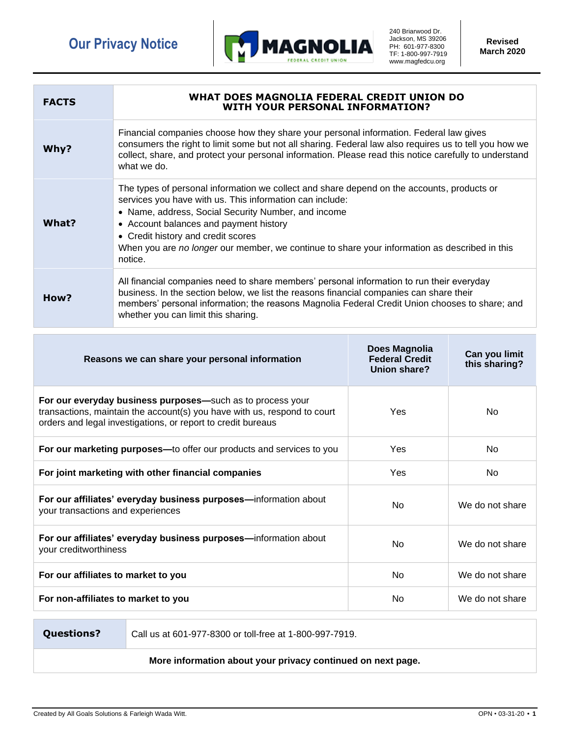# Our Privacy Notice

MAGNOLIA FEDERAL CREDIT UNION

240 Briarwood Dr.
Jackson, MS 39206
PH: 601-977-8300
TF: 1-800-997-7919
www.magfedcu.org

**Revised March 2020**

| **FACTS** | **WHAT DOES MAGNOLIA FEDERAL CREDIT UNION DO WITH YOUR PERSONAL INFORMATION?** |
|---|---|
| **Why?** | Financial companies choose how they share your personal information. Federal law gives consumers the right to limit some but not all sharing. Federal law also requires us to tell you how we collect, share, and protect your personal information. Please read this notice carefully to understand what we do. |
| **What?** | The types of personal information we collect and share depend on the accounts, products or services you have with us. This information can include:<br>• Name, address, Social Security Number, and income<br>• Account balances and payment history<br>• Credit history and credit scores<br>When you are *no longer* our member, we continue to share your information as described in this notice. |
| **How?** | All financial companies need to share members' personal information to run their everyday business. In the section below, we list the reasons financial companies can share their members' personal information; the reasons Magnolia Federal Credit Union chooses to share; and whether you can limit this sharing. |

| **Reasons we can share your personal information** | **Does Magnolia Federal Credit Union share?** | **Can you limit this sharing?** |
|---|---|---|
| **For our everyday business purposes—**such as to process your transactions, maintain the account(s) you have with us, respond to court orders and legal investigations, or report to credit bureaus | Yes | No |
| **For our marketing purposes—**to offer our products and services to you | Yes | No |
| **For joint marketing with other financial companies** | Yes | No |
| **For our affiliates' everyday business purposes—**information about your transactions and experiences | No | We do not share |
| **For our affiliates' everyday business purposes—**information about your creditworthiness | No | We do not share |
| **For our affiliates to market to you** | No | We do not share |
| **For non-affiliates to market to you** | No | We do not share |

| **Questions?** | Call us at 601-977-8300 or toll-free at 1-800-997-7919. |
|---|---|

**More information about your privacy continued on next page.**

Created by All Goals Solutions & Farleigh Wada Witt.

OPN • 03-31-20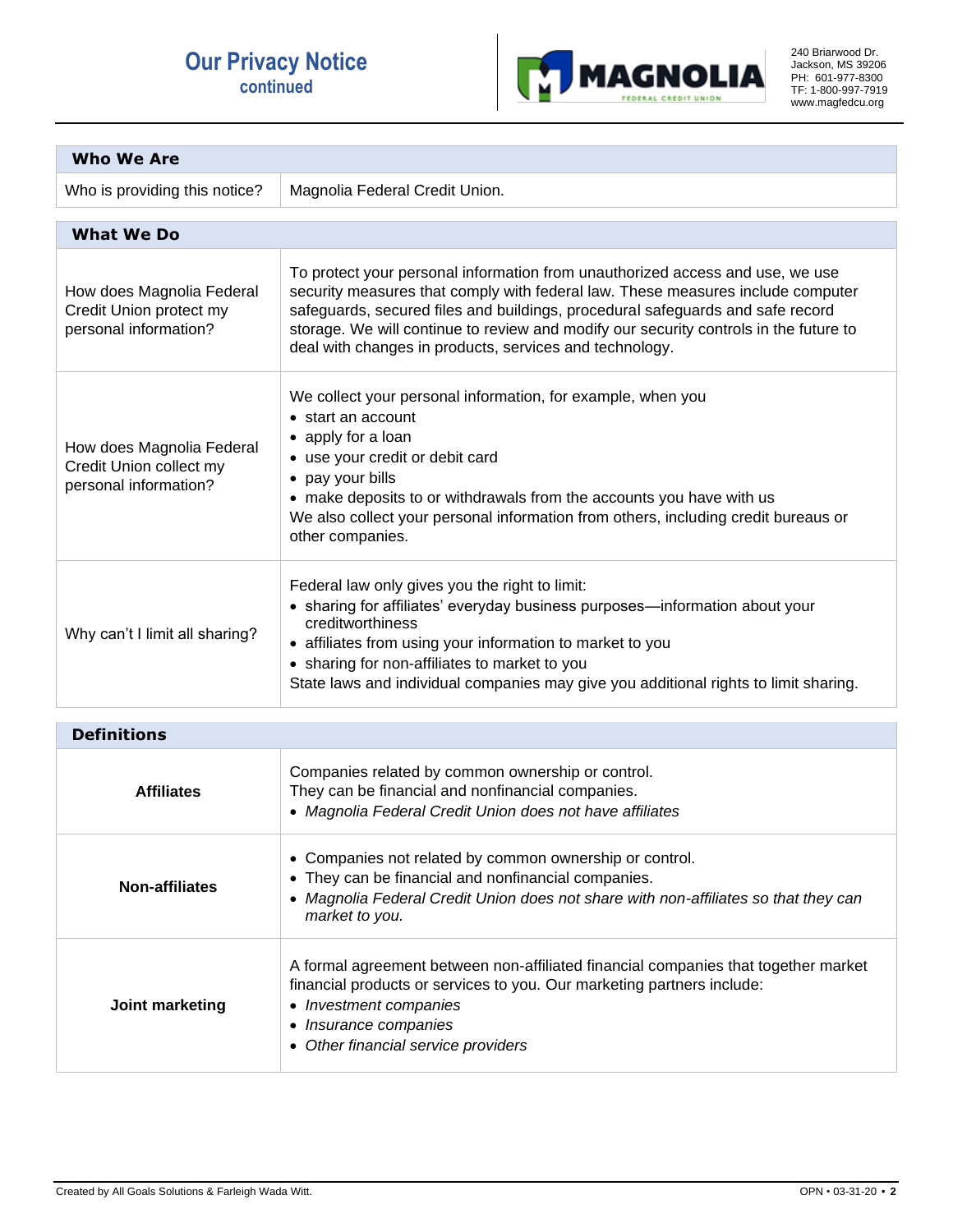## Our Privacy Notice
### continued

**MAGNOLIA** FEDERAL CREDIT UNION

240 Briarwood Dr.
Jackson, MS 39206
PH: 601-977-8300
TF: 1-800-997-7919
www.magfedcu.org

| **Who We Are** | |
|---|---|
| Who is providing this notice? | Magnolia Federal Credit Union. |

| **What We Do** | |
|---|---|
| How does Magnolia Federal Credit Union protect my personal information? | To protect your personal information from unauthorized access and use, we use security measures that comply with federal law. These measures include computer safeguards, secured files and buildings, procedural safeguards and safe record storage. We will continue to review and modify our security controls in the future to deal with changes in products, services and technology. |
| How does Magnolia Federal Credit Union collect my personal information? | We collect your personal information, for example, when you<br>• start an account<br>• apply for a loan<br>• use your credit or debit card<br>• pay your bills<br>• make deposits to or withdrawals from the accounts you have with us<br>We also collect your personal information from others, including credit bureaus or other companies. |
| Why can't I limit all sharing? | Federal law only gives you the right to limit:<br>• sharing for affiliates' everyday business purposes—information about your creditworthiness<br>• affiliates from using your information to market to you<br>• sharing for non-affiliates to market to you<br>State laws and individual companies may give you additional rights to limit sharing. |

| **Definitions** | |
|---|---|
| **Affiliates** | Companies related by common ownership or control.<br>They can be financial and nonfinancial companies.<br>• *Magnolia Federal Credit Union does not have affiliates* |
| **Non-affiliates** | • Companies not related by common ownership or control.<br>• They can be financial and nonfinancial companies.<br>• *Magnolia Federal Credit Union does not share with non-affiliates so that they can market to you.* |
| **Joint marketing** | A formal agreement between non-affiliated financial companies that together market financial products or services to you. Our marketing partners include:<br>• *Investment companies*<br>• *Insurance companies*<br>• *Other financial service providers* |

Created by All Goals Solutions & Farleigh Wada Witt.

OPN • 03-31-20